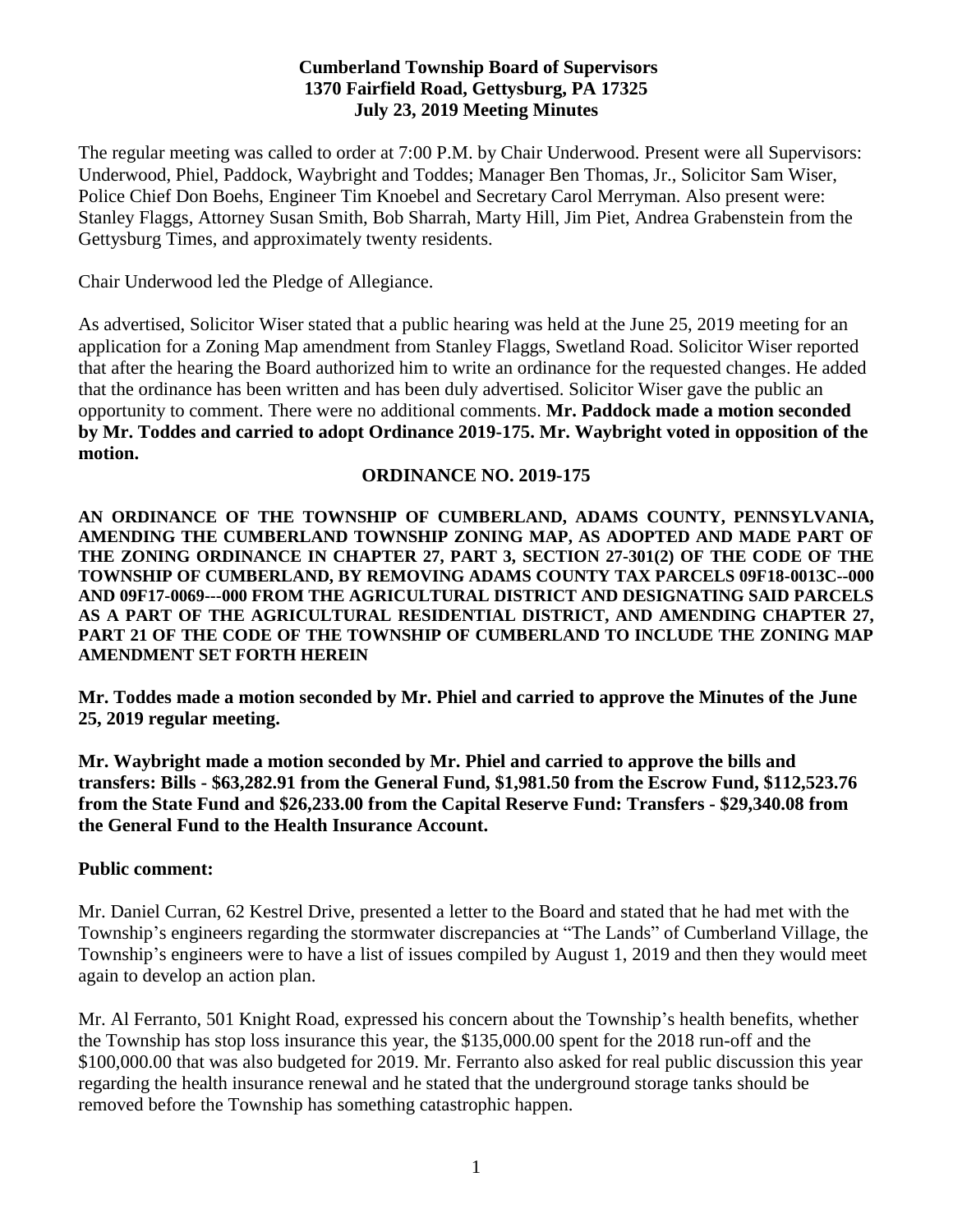**Cumberland Township Board of Supervisors**
**1370 Fairfield Road, Gettysburg, PA 17325**
**July 23, 2019 Meeting Minutes**

The regular meeting was called to order at 7:00 P.M. by Chair Underwood. Present were all Supervisors: Underwood, Phiel, Paddock, Waybright and Toddes; Manager Ben Thomas, Jr., Solicitor Sam Wiser, Police Chief Don Boehs, Engineer Tim Knoebel and Secretary Carol Merryman. Also present were: Stanley Flaggs, Attorney Susan Smith, Bob Sharrah, Marty Hill, Jim Piet, Andrea Grabenstein from the Gettysburg Times, and approximately twenty residents.

Chair Underwood led the Pledge of Allegiance.

As advertised, Solicitor Wiser stated that a public hearing was held at the June 25, 2019 meeting for an application for a Zoning Map amendment from Stanley Flaggs, Swetland Road. Solicitor Wiser reported that after the hearing the Board authorized him to write an ordinance for the requested changes. He added that the ordinance has been written and has been duly advertised. Solicitor Wiser gave the public an opportunity to comment. There were no additional comments. **Mr. Paddock made a motion seconded by Mr. Toddes and carried to adopt Ordinance 2019-175. Mr. Waybright voted in opposition of the motion.**

**ORDINANCE NO. 2019-175**

**AN ORDINANCE OF THE TOWNSHIP OF CUMBERLAND, ADAMS COUNTY, PENNSYLVANIA, AMENDING THE CUMBERLAND TOWNSHIP ZONING MAP, AS ADOPTED AND MADE PART OF THE ZONING ORDINANCE IN CHAPTER 27, PART 3, SECTION 27-301(2) OF THE CODE OF THE TOWNSHIP OF CUMBERLAND, BY REMOVING ADAMS COUNTY TAX PARCELS 09F18-0013C--000 AND 09F17-0069---000 FROM THE AGRICULTURAL DISTRICT AND DESIGNATING SAID PARCELS AS A PART OF THE AGRICULTURAL RESIDENTIAL DISTRICT, AND AMENDING CHAPTER 27, PART 21 OF THE CODE OF THE TOWNSHIP OF CUMBERLAND TO INCLUDE THE ZONING MAP AMENDMENT SET FORTH HEREIN**

**Mr. Toddes made a motion seconded by Mr. Phiel and carried to approve the Minutes of the June 25, 2019 regular meeting.**

**Mr. Waybright made a motion seconded by Mr. Phiel and carried to approve the bills and transfers: Bills - $63,282.91 from the General Fund, $1,981.50 from the Escrow Fund, $112,523.76 from the State Fund and $26,233.00 from the Capital Reserve Fund: Transfers - $29,340.08 from the General Fund to the Health Insurance Account.**

**Public comment:**

Mr. Daniel Curran, 62 Kestrel Drive, presented a letter to the Board and stated that he had met with the Township's engineers regarding the stormwater discrepancies at "The Lands" of Cumberland Village, the Township's engineers were to have a list of issues compiled by August 1, 2019 and then they would meet again to develop an action plan.

Mr. Al Ferranto, 501 Knight Road, expressed his concern about the Township's health benefits, whether the Township has stop loss insurance this year, the $135,000.00 spent for the 2018 run-off and the $100,000.00 that was also budgeted for 2019. Mr. Ferranto also asked for real public discussion this year regarding the health insurance renewal and he stated that the underground storage tanks should be removed before the Township has something catastrophic happen.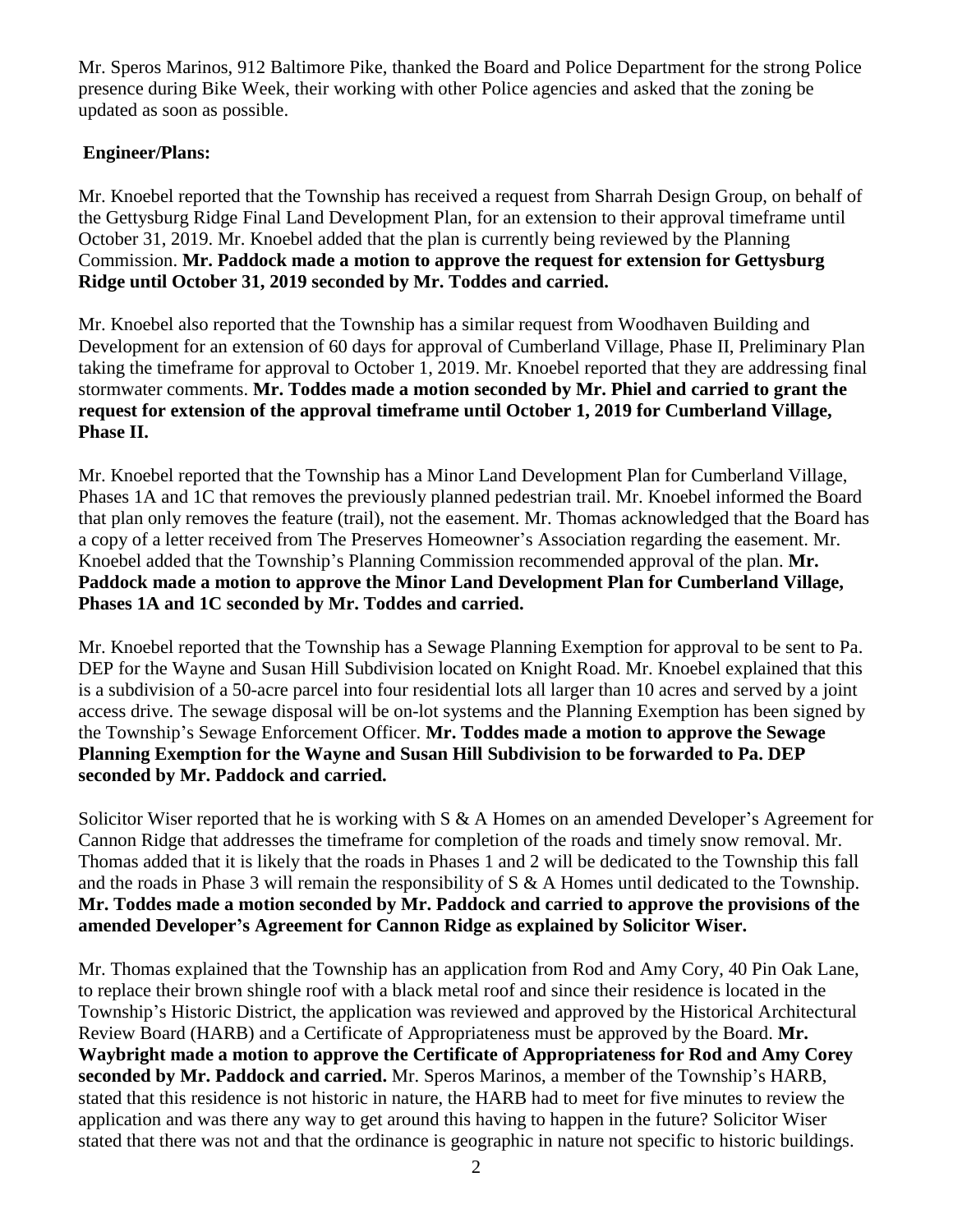Mr. Speros Marinos, 912 Baltimore Pike, thanked the Board and Police Department for the strong Police presence during Bike Week, their working with other Police agencies and asked that the zoning be updated as soon as possible.

**Engineer/Plans:**

Mr. Knoebel reported that the Township has received a request from Sharrah Design Group, on behalf of the Gettysburg Ridge Final Land Development Plan, for an extension to their approval timeframe until October 31, 2019. Mr. Knoebel added that the plan is currently being reviewed by the Planning Commission. **Mr. Paddock made a motion to approve the request for extension for Gettysburg Ridge until October 31, 2019 seconded by Mr. Toddes and carried.**

Mr. Knoebel also reported that the Township has a similar request from Woodhaven Building and Development for an extension of 60 days for approval of Cumberland Village, Phase II, Preliminary Plan taking the timeframe for approval to October 1, 2019. Mr. Knoebel reported that they are addressing final stormwater comments. **Mr. Toddes made a motion seconded by Mr. Phiel and carried to grant the request for extension of the approval timeframe until October 1, 2019 for Cumberland Village, Phase II.**

Mr. Knoebel reported that the Township has a Minor Land Development Plan for Cumberland Village, Phases 1A and 1C that removes the previously planned pedestrian trail. Mr. Knoebel informed the Board that plan only removes the feature (trail), not the easement. Mr. Thomas acknowledged that the Board has a copy of a letter received from The Preserves Homeowner's Association regarding the easement. Mr. Knoebel added that the Township's Planning Commission recommended approval of the plan. **Mr. Paddock made a motion to approve the Minor Land Development Plan for Cumberland Village, Phases 1A and 1C seconded by Mr. Toddes and carried.**

Mr. Knoebel reported that the Township has a Sewage Planning Exemption for approval to be sent to Pa. DEP for the Wayne and Susan Hill Subdivision located on Knight Road. Mr. Knoebel explained that this is a subdivision of a 50-acre parcel into four residential lots all larger than 10 acres and served by a joint access drive. The sewage disposal will be on-lot systems and the Planning Exemption has been signed by the Township's Sewage Enforcement Officer. **Mr. Toddes made a motion to approve the Sewage Planning Exemption for the Wayne and Susan Hill Subdivision to be forwarded to Pa. DEP seconded by Mr. Paddock and carried.**

Solicitor Wiser reported that he is working with S & A Homes on an amended Developer's Agreement for Cannon Ridge that addresses the timeframe for completion of the roads and timely snow removal. Mr. Thomas added that it is likely that the roads in Phases 1 and 2 will be dedicated to the Township this fall and the roads in Phase 3 will remain the responsibility of S & A Homes until dedicated to the Township. **Mr. Toddes made a motion seconded by Mr. Paddock and carried to approve the provisions of the amended Developer's Agreement for Cannon Ridge as explained by Solicitor Wiser.**

Mr. Thomas explained that the Township has an application from Rod and Amy Cory, 40 Pin Oak Lane, to replace their brown shingle roof with a black metal roof and since their residence is located in the Township's Historic District, the application was reviewed and approved by the Historical Architectural Review Board (HARB) and a Certificate of Appropriateness must be approved by the Board. **Mr. Waybright made a motion to approve the Certificate of Appropriateness for Rod and Amy Corey seconded by Mr. Paddock and carried.** Mr. Speros Marinos, a member of the Township's HARB, stated that this residence is not historic in nature, the HARB had to meet for five minutes to review the application and was there any way to get around this having to happen in the future? Solicitor Wiser stated that there was not and that the ordinance is geographic in nature not specific to historic buildings.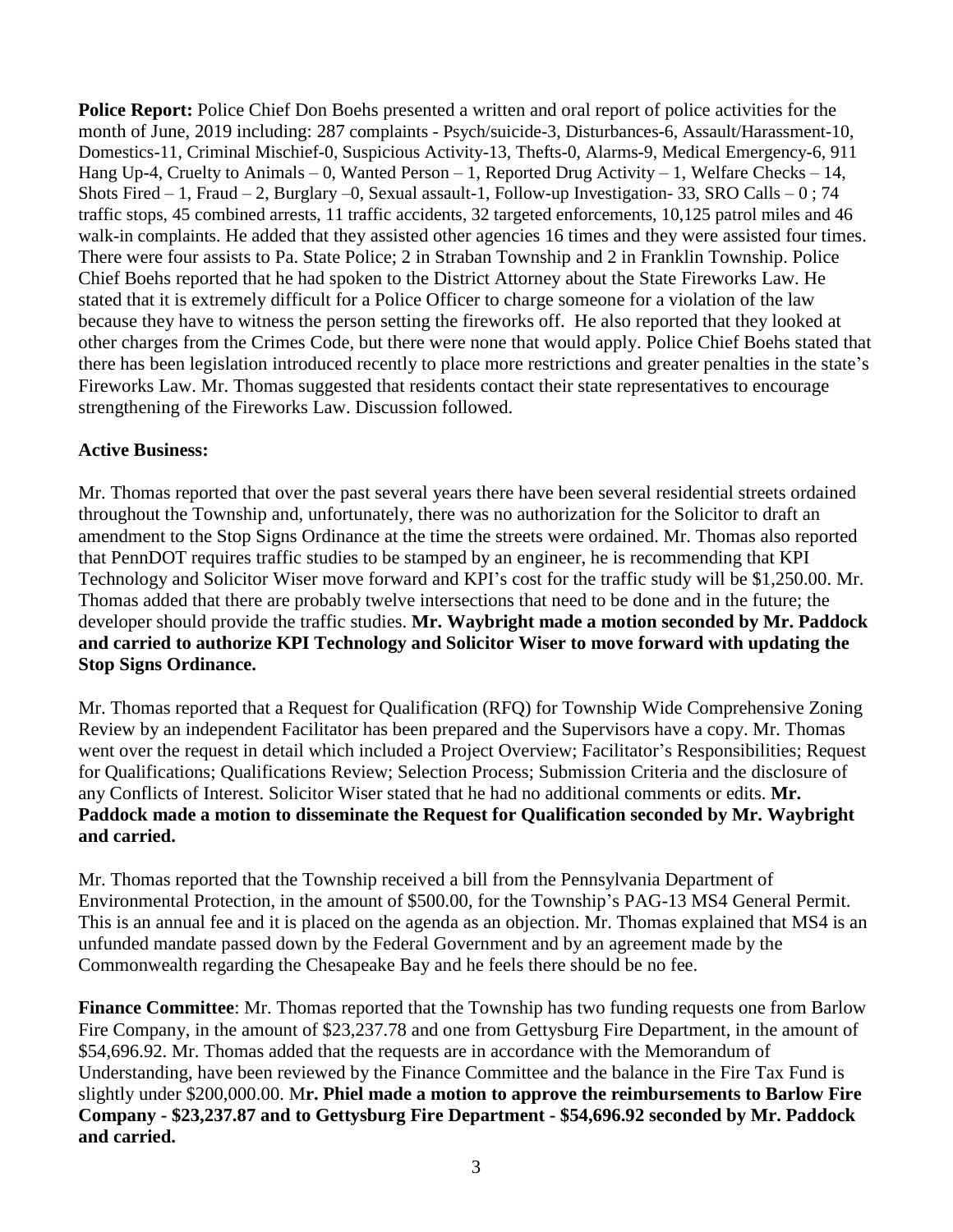**Police Report:** Police Chief Don Boehs presented a written and oral report of police activities for the month of June, 2019 including: 287 complaints - Psych/suicide-3, Disturbances-6, Assault/Harassment-10, Domestics-11, Criminal Mischief-0, Suspicious Activity-13, Thefts-0, Alarms-9, Medical Emergency-6, 911 Hang Up-4, Cruelty to Animals – 0, Wanted Person – 1, Reported Drug Activity – 1, Welfare Checks – 14, Shots Fired – 1, Fraud – 2, Burglary –0, Sexual assault-1, Follow-up Investigation- 33, SRO Calls – 0 ; 74 traffic stops, 45 combined arrests, 11 traffic accidents, 32 targeted enforcements, 10,125 patrol miles and 46 walk-in complaints. He added that they assisted other agencies 16 times and they were assisted four times. There were four assists to Pa. State Police; 2 in Straban Township and 2 in Franklin Township. Police Chief Boehs reported that he had spoken to the District Attorney about the State Fireworks Law. He stated that it is extremely difficult for a Police Officer to charge someone for a violation of the law because they have to witness the person setting the fireworks off. He also reported that they looked at other charges from the Crimes Code, but there were none that would apply. Police Chief Boehs stated that there has been legislation introduced recently to place more restrictions and greater penalties in the state's Fireworks Law. Mr. Thomas suggested that residents contact their state representatives to encourage strengthening of the Fireworks Law. Discussion followed.

**Active Business:**

Mr. Thomas reported that over the past several years there have been several residential streets ordained throughout the Township and, unfortunately, there was no authorization for the Solicitor to draft an amendment to the Stop Signs Ordinance at the time the streets were ordained. Mr. Thomas also reported that PennDOT requires traffic studies to be stamped by an engineer, he is recommending that KPI Technology and Solicitor Wiser move forward and KPI's cost for the traffic study will be $1,250.00. Mr. Thomas added that there are probably twelve intersections that need to be done and in the future; the developer should provide the traffic studies. **Mr. Waybright made a motion seconded by Mr. Paddock and carried to authorize KPI Technology and Solicitor Wiser to move forward with updating the Stop Signs Ordinance.**

Mr. Thomas reported that a Request for Qualification (RFQ) for Township Wide Comprehensive Zoning Review by an independent Facilitator has been prepared and the Supervisors have a copy. Mr. Thomas went over the request in detail which included a Project Overview; Facilitator's Responsibilities; Request for Qualifications; Qualifications Review; Selection Process; Submission Criteria and the disclosure of any Conflicts of Interest. Solicitor Wiser stated that he had no additional comments or edits. **Mr. Paddock made a motion to disseminate the Request for Qualification seconded by Mr. Waybright and carried.**

Mr. Thomas reported that the Township received a bill from the Pennsylvania Department of Environmental Protection, in the amount of $500.00, for the Township's PAG-13 MS4 General Permit. This is an annual fee and it is placed on the agenda as an objection. Mr. Thomas explained that MS4 is an unfunded mandate passed down by the Federal Government and by an agreement made by the Commonwealth regarding the Chesapeake Bay and he feels there should be no fee.

**Finance Committee**: Mr. Thomas reported that the Township has two funding requests one from Barlow Fire Company, in the amount of $23,237.78 and one from Gettysburg Fire Department, in the amount of $54,696.92. Mr. Thomas added that the requests are in accordance with the Memorandum of Understanding, have been reviewed by the Finance Committee and the balance in the Fire Tax Fund is slightly under $200,000.00. M**r. Phiel made a motion to approve the reimbursements to Barlow Fire Company - $23,237.87 and to Gettysburg Fire Department - $54,696.92 seconded by Mr. Paddock and carried.**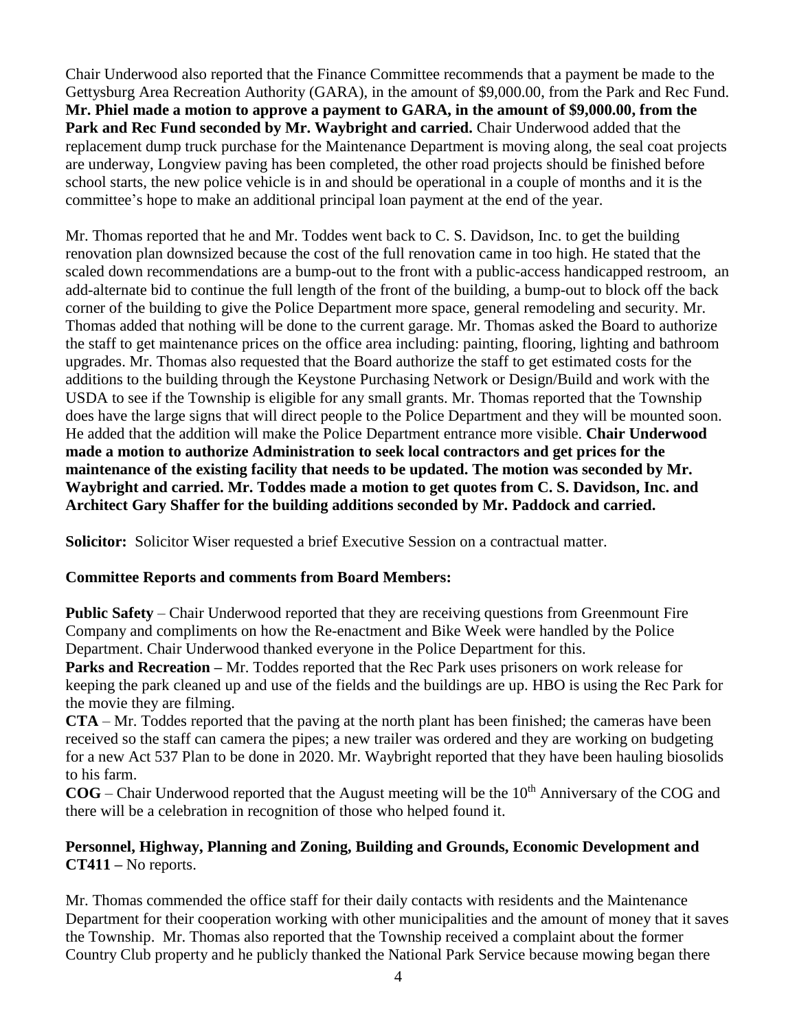Chair Underwood also reported that the Finance Committee recommends that a payment be made to the Gettysburg Area Recreation Authority (GARA), in the amount of $9,000.00, from the Park and Rec Fund. **Mr. Phiel made a motion to approve a payment to GARA, in the amount of $9,000.00, from the Park and Rec Fund seconded by Mr. Waybright and carried.** Chair Underwood added that the replacement dump truck purchase for the Maintenance Department is moving along, the seal coat projects are underway, Longview paving has been completed, the other road projects should be finished before school starts, the new police vehicle is in and should be operational in a couple of months and it is the committee's hope to make an additional principal loan payment at the end of the year.

Mr. Thomas reported that he and Mr. Toddes went back to C. S. Davidson, Inc. to get the building renovation plan downsized because the cost of the full renovation came in too high. He stated that the scaled down recommendations are a bump-out to the front with a public-access handicapped restroom, an add-alternate bid to continue the full length of the front of the building, a bump-out to block off the back corner of the building to give the Police Department more space, general remodeling and security. Mr. Thomas added that nothing will be done to the current garage. Mr. Thomas asked the Board to authorize the staff to get maintenance prices on the office area including: painting, flooring, lighting and bathroom upgrades. Mr. Thomas also requested that the Board authorize the staff to get estimated costs for the additions to the building through the Keystone Purchasing Network or Design/Build and work with the USDA to see if the Township is eligible for any small grants. Mr. Thomas reported that the Township does have the large signs that will direct people to the Police Department and they will be mounted soon. He added that the addition will make the Police Department entrance more visible. **Chair Underwood made a motion to authorize Administration to seek local contractors and get prices for the maintenance of the existing facility that needs to be updated. The motion was seconded by Mr. Waybright and carried. Mr. Toddes made a motion to get quotes from C. S. Davidson, Inc. and Architect Gary Shaffer for the building additions seconded by Mr. Paddock and carried.**

**Solicitor:** Solicitor Wiser requested a brief Executive Session on a contractual matter.

**Committee Reports and comments from Board Members:**

**Public Safety** – Chair Underwood reported that they are receiving questions from Greenmount Fire Company and compliments on how the Re-enactment and Bike Week were handled by the Police Department. Chair Underwood thanked everyone in the Police Department for this.

**Parks and Recreation –** Mr. Toddes reported that the Rec Park uses prisoners on work release for keeping the park cleaned up and use of the fields and the buildings are up. HBO is using the Rec Park for the movie they are filming.

**CTA** – Mr. Toddes reported that the paving at the north plant has been finished; the cameras have been received so the staff can camera the pipes; a new trailer was ordered and they are working on budgeting for a new Act 537 Plan to be done in 2020. Mr. Waybright reported that they have been hauling biosolids to his farm.

**COG** – Chair Underwood reported that the August meeting will be the 10th Anniversary of the COG and there will be a celebration in recognition of those who helped found it.

**Personnel, Highway, Planning and Zoning, Building and Grounds, Economic Development and CT411 –** No reports.

Mr. Thomas commended the office staff for their daily contacts with residents and the Maintenance Department for their cooperation working with other municipalities and the amount of money that it saves the Township. Mr. Thomas also reported that the Township received a complaint about the former Country Club property and he publicly thanked the National Park Service because mowing began there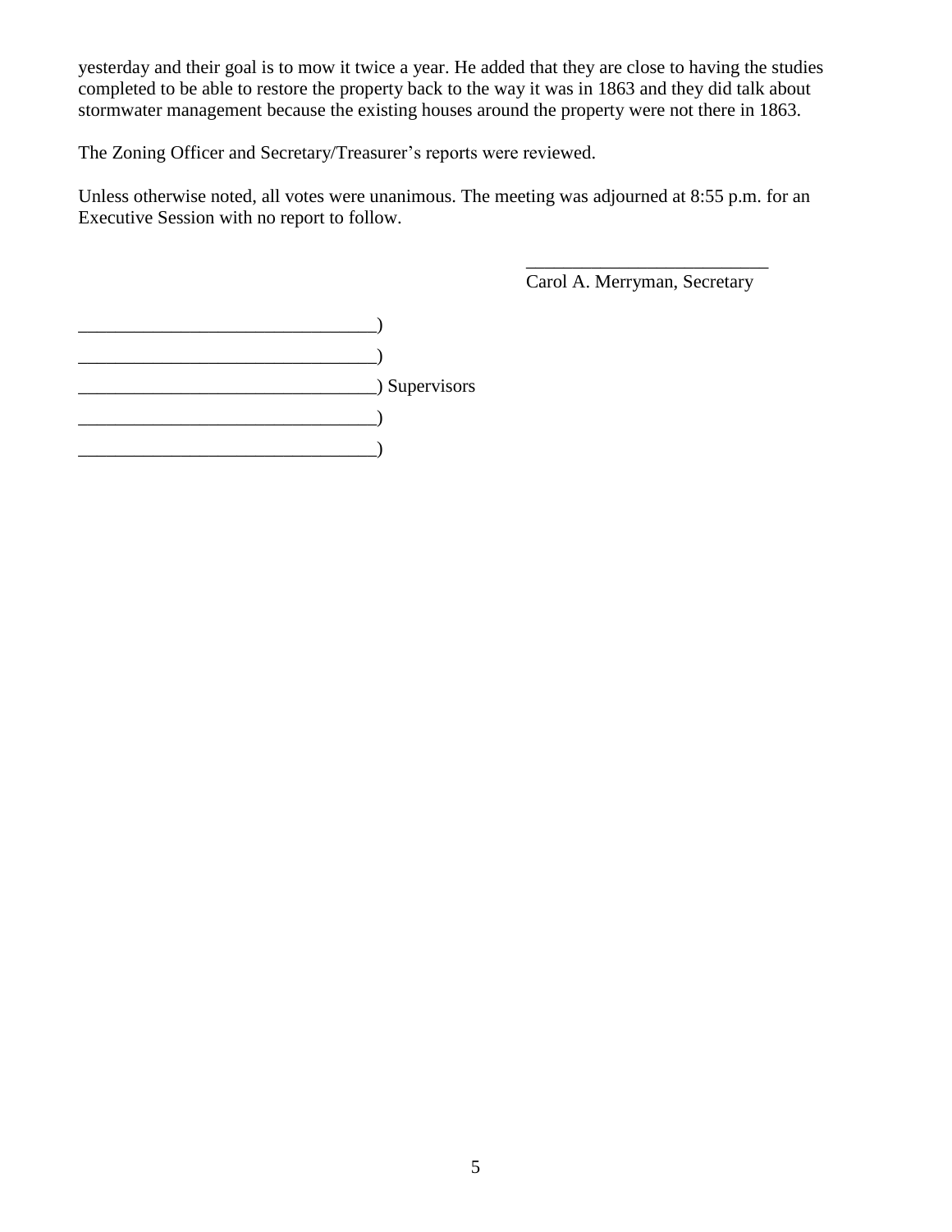yesterday and their goal is to mow it twice a year. He added that they are close to having the studies completed to be able to restore the property back to the way it was in 1863 and they did talk about stormwater management because the existing houses around the property were not there in 1863.

The Zoning Officer and Secretary/Treasurer's reports were reviewed.

Unless otherwise noted, all votes were unanimous. The meeting was adjourned at 8:55 p.m. for an Executive Session with no report to follow.

\_\_\_\_\_\_\_\_\_\_\_\_\_\_\_\_\_\_\_\_\_\_\_\_\_\_\_
Carol A. Merryman, Secretary

\_\_\_\_\_\_\_\_\_\_\_\_\_\_\_\_\_\_\_\_\_\_\_\_\_\_\_\_\_\_\_\_\_)
\_\_\_\_\_\_\_\_\_\_\_\_\_\_\_\_\_\_\_\_\_\_\_\_\_\_\_\_\_\_\_\_\_)
\_\_\_\_\_\_\_\_\_\_\_\_\_\_\_\_\_\_\_\_\_\_\_\_\_\_\_\_\_\_\_\_\_) Supervisors
\_\_\_\_\_\_\_\_\_\_\_\_\_\_\_\_\_\_\_\_\_\_\_\_\_\_\_\_\_\_\_\_\_)
\_\_\_\_\_\_\_\_\_\_\_\_\_\_\_\_\_\_\_\_\_\_\_\_\_\_\_\_\_\_\_\_\_)